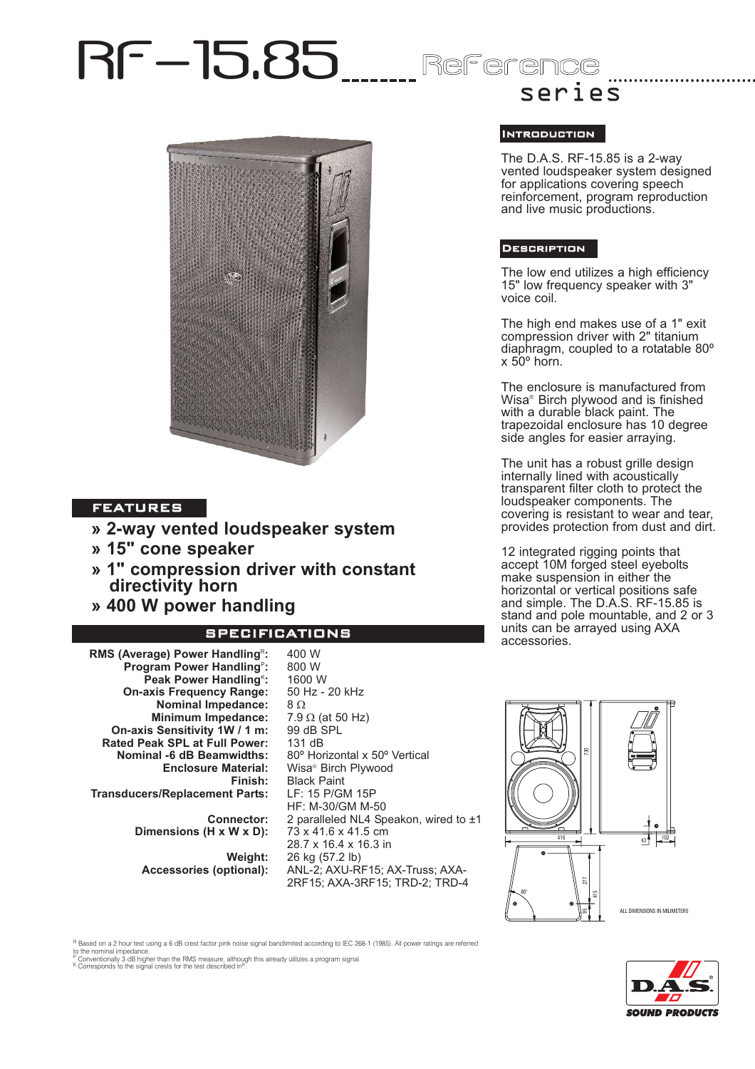# RF-15.85 Reference series

## Introduction

The D.A.S. RF-15.85 is a 2-way vented loudspeaker system designed for applications covering speech reinforcement, program reproduction and live music productions.

## Description

The low end utilizes a high efficiency 15" low frequency speaker with 3" voice coil.

The high end makes use of a 1" exit compression driver with 2" titanium diaphragm, coupled to a rotatable 80º x 50º horn.

The enclosure is manufactured from Wisa® Birch plywood and is finished with a durable black paint. The trapezoidal enclosure has 10 degree side angles for easier arraying.

The unit has a robust grille design internally lined with acoustically transparent filter cloth to protect the loudspeaker components. The covering is resistant to wear and tear, provides protection from dust and dirt.

12 integrated rigging points that accept 10M forged steel eyebolts make suspension in either the horizontal or vertical positions safe and simple. The D.A.S. RF-15.85 is stand and pole mountable, and 2 or 3 units can be arrayed using AXA accessories.

## Features

- **2-way vented loudspeaker system**
- **15" cone speaker**
- **1" compression driver with constant directivity horn**
- **400 W power handling**

## Specifications

| | |
|---|---|
| **RMS (Average) Power Handling[R]:** | 400 W |
| **Program Power Handling[P]:** | 800 W |
| **Peak Power Handling[K]:** | 1600 W |
| **On-axis Frequency Range:** | 50 Hz - 20 kHz |
| **Nominal Impedance:** | 8 Ω |
| **Minimum Impedance:** | 7.9 Ω (at 50 Hz) |
| **On-axis Sensitivity 1W / 1 m:** | 99 dB SPL |
| **Rated Peak SPL at Full Power:** | 131 dB |
| **Nominal -6 dB Beamwidths:** | 80º Horizontal x 50º Vertical |
| **Enclosure Material:** | Wisa® Birch Plywood |
| **Finish:** | Black Paint |
| **Transducers/Replacement Parts:** | LF: 15 P/GM 15P<br>HF: M-30/GM M-50 |
| **Connector:** | 2 paralleled NL4 Speakon, wired to ±1 |
| **Dimensions (H x W x D):** | 73 x 41.6 x 41.5 cm<br>28.7 x 16.4 x 16.3 in |
| **Weight:** | 26 kg (57.2 lb) |
| **Accessories (optional):** | ANL-2; AXU-RF15; AX-Truss; AXA-2RF15; AXA-3RF15; TRD-2; TRD-4 |

ALL DIMENSIONS IN MILIMETERS

[R] Based on a 2 hour test using a 6 dB crest factor pink noise signal bandlimited according to IEC 268-1 (1985). All power ratings are referred to the nominal impedance.
[P] Conventionally 3 dB higher than the RMS measure, although this already utilizes a program signal.
[K] Corresponds to the signal crests for the test described in[R].

D.A.S. SOUND PRODUCTS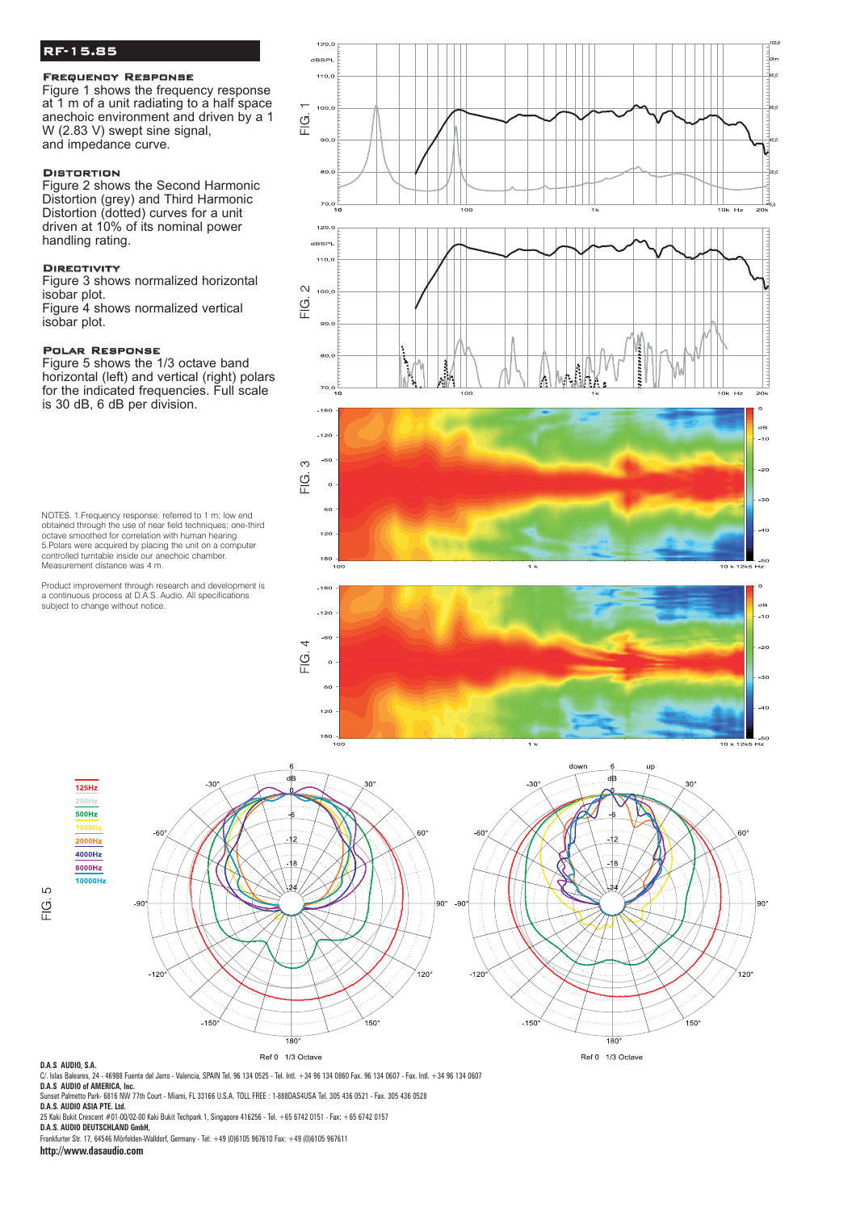# RF-15.85

## Frequency Response

Figure 1 shows the frequency response at 1 m of a unit radiating to a half space anechoic environment and driven by a 1 W (2.83 V) swept sine signal, and impedance curve.

## Distortion

Figure 2 shows the Second Harmonic Distortion (grey) and Third Harmonic Distortion (dotted) curves for a unit driven at 10% of its nominal power handling rating.

## Directivity

Figure 3 shows normalized horizontal isobar plot.
Figure 4 shows normalized vertical isobar plot.

## Polar Response

Figure 5 shows the 1/3 octave band horizontal (left) and vertical (right) polars for the indicated frequencies. Full scale is 30 dB, 6 dB per division.

NOTES. 1.Frequency response: referred to 1 m; low end obtained through the use of near field techniques; one-third octave smoothed for correlation with human hearing.
5.Polars were acquired by placing the unit on a computer controlled turntable inside our anechoic chamber.
Measurement distance was 4 m.

Product improvement through research and development is a continuous process at D.A.S. Audio. All specifications subject to change without notice.

FIG. 1

120,0
dBSPL
110,0
100,0
90,0
80,0
70,0
10
100
1k
10k Hz
20k
100,0
Ohm
80,0
60,0
40,0
20,0
0,0

FIG. 2

120,0
dBSPL
110,0
100,0
90,0
80,0
70,0
10
100
1k
10k Hz
20k

FIG. 3

-180
-120
-60
0
60
120
180
100
1 k
10 k 12k5 Hz
0
dB
-10
-20
-30
-40
-50

FIG. 4

-180
-120
-60
0
60
120
180
100
1 k
10 k 12k5 Hz
0
dB
-10
-20
-30
-40
-50

FIG. 5

125Hz
250Hz
500Hz
1000Hz
2000Hz
4000Hz
8000Hz
10000Hz

6
dB
0
-6
-12
-18
-24
-30°
30°
-60°
60°
-90°
90°
-120°
120°
-150°
150°
180°
Ref 0 1/3 Octave

down
6
up
dB
0
-6
-12
-18
-24
-30°
30°
-60°
60°
-90°
90°
-120°
120°
-150°
150°
180°
Ref 0 1/3 Octave

**D.A.S AUDIO, S.A.**
C/. Islas Baleares, 24 - 46988 Fuente del Jarro - Valencia, SPAIN Tel. 96 134 0525 - Tel. Intl. +34 96 134 0860 Fax. 96 134 0607 - Fax. Intl. +34 96 134 0607
**D.A.S AUDIO of AMERICA, Inc.**
Sunset Palmetto Park- 6816 NW 77th Court - Miami, FL 33166 U.S.A. TOLL FREE : 1-888DAS4USA Tel. 305 436 0521 - Fax. 305 436 0528
**D.A.S. AUDIO ASIA PTE. Ltd.**
25 Kaki Bukit Crescent #01-00/02-00 Kaki Bukit Techpark 1, Singapore 416256 - Tel. +65 6742 0151 - Fax: +65 6742 0157
**D.A.S. AUDIO DEUTSCHLAND GmbH,**
Frankfurter Str. 17, 64546 Mörfelden-Walldorf, Germany - Tel: +49 (0)6105 967610 Fax: +49 (0)6105 967611
**http://www.dasaudio.com**